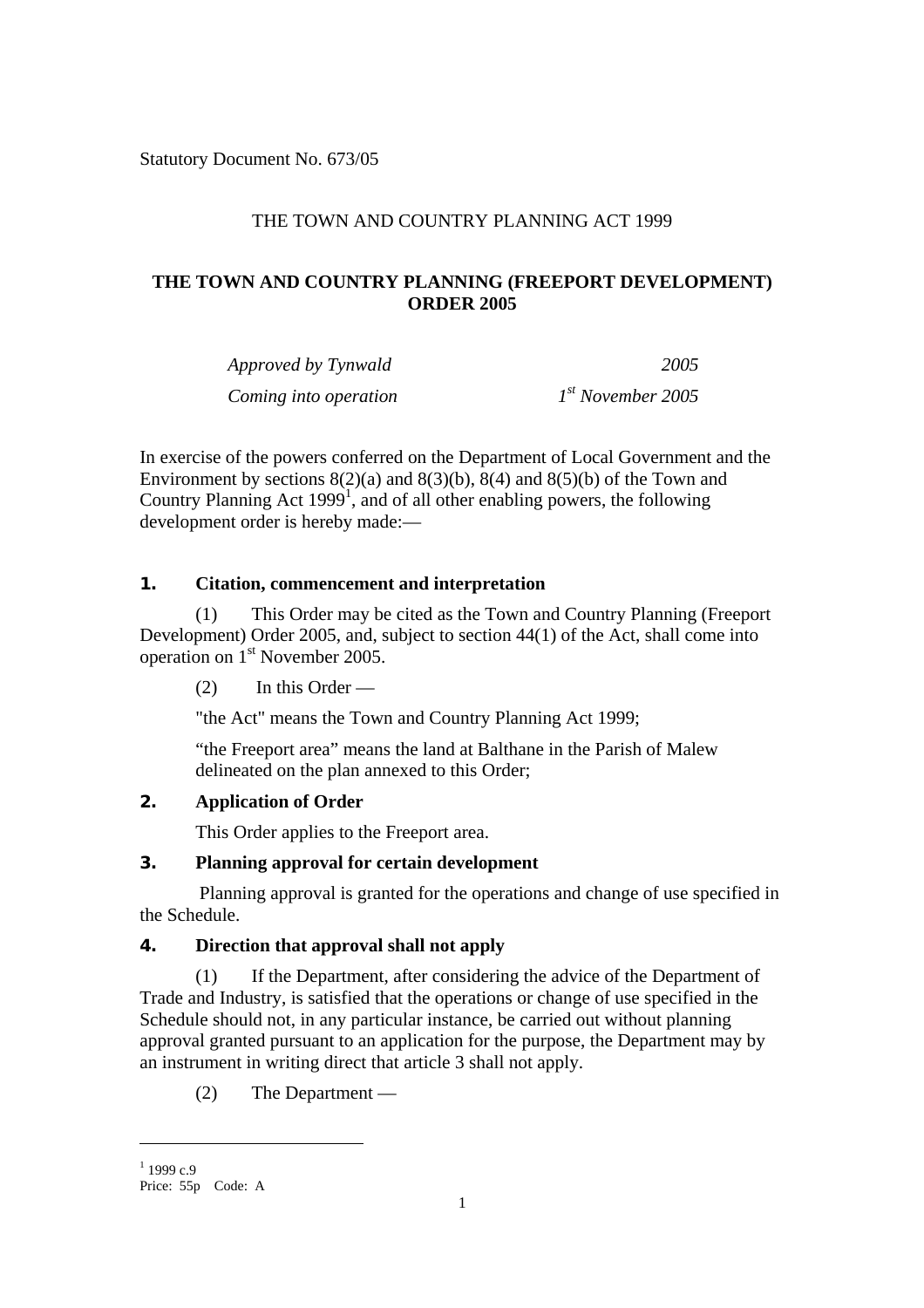Statutory Document No. 673/05

THE TOWN AND COUNTRY PLANNING ACT 1999

**THE TOWN AND COUNTRY PLANNING (FREEPORT DEVELOPMENT) ORDER 2005**

*Approved by Tynwald* *2005*

*Coming into operation* *1st November 2005*

In exercise of the powers conferred on the Department of Local Government and the Environment by sections 8(2)(a) and 8(3)(b), 8(4) and 8(5)(b) of the Town and Country Planning Act 1999[1], and of all other enabling powers, the following development order is hereby made:—

## 1. Citation, commencement and interpretation

(1) This Order may be cited as the Town and Country Planning (Freeport Development) Order 2005, and, subject to section 44(1) of the Act, shall come into operation on 1st November 2005.

(2) In this Order —

"the Act" means the Town and Country Planning Act 1999;

"the Freeport area" means the land at Balthane in the Parish of Malew delineated on the plan annexed to this Order;

## 2. Application of Order

This Order applies to the Freeport area.

## 3. Planning approval for certain development

Planning approval is granted for the operations and change of use specified in the Schedule.

## 4. Direction that approval shall not apply

(1) If the Department, after considering the advice of the Department of Trade and Industry, is satisfied that the operations or change of use specified in the Schedule should not, in any particular instance, be carried out without planning approval granted pursuant to an application for the purpose, the Department may by an instrument in writing direct that article 3 shall not apply.

(2) The Department —

---

[1] 1999 c.9

Price: 55p Code: A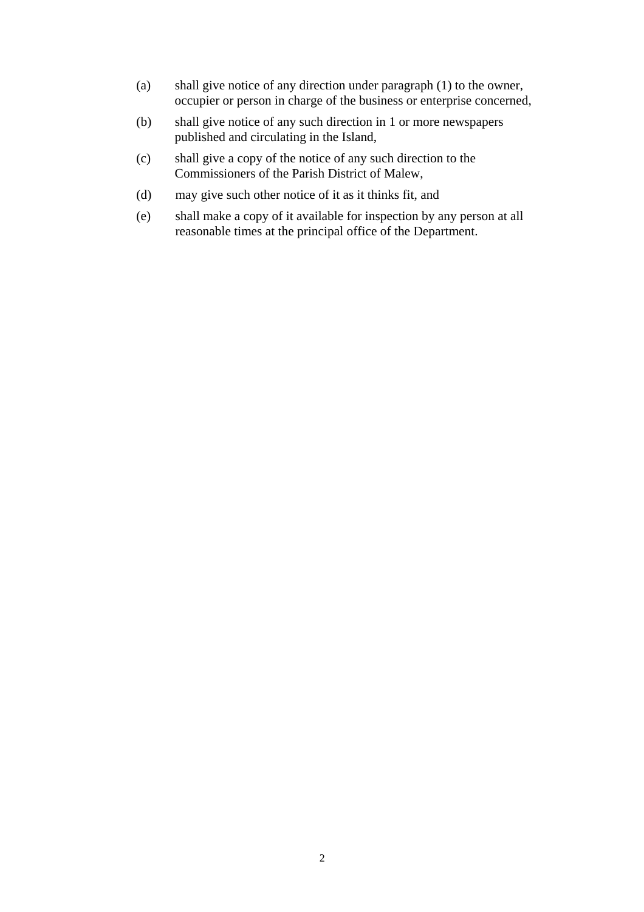(a) shall give notice of any direction under paragraph (1) to the owner, occupier or person in charge of the business or enterprise concerned,

(b) shall give notice of any such direction in 1 or more newspapers published and circulating in the Island,

(c) shall give a copy of the notice of any such direction to the Commissioners of the Parish District of Malew,

(d) may give such other notice of it as it thinks fit, and

(e) shall make a copy of it available for inspection by any person at all reasonable times at the principal office of the Department.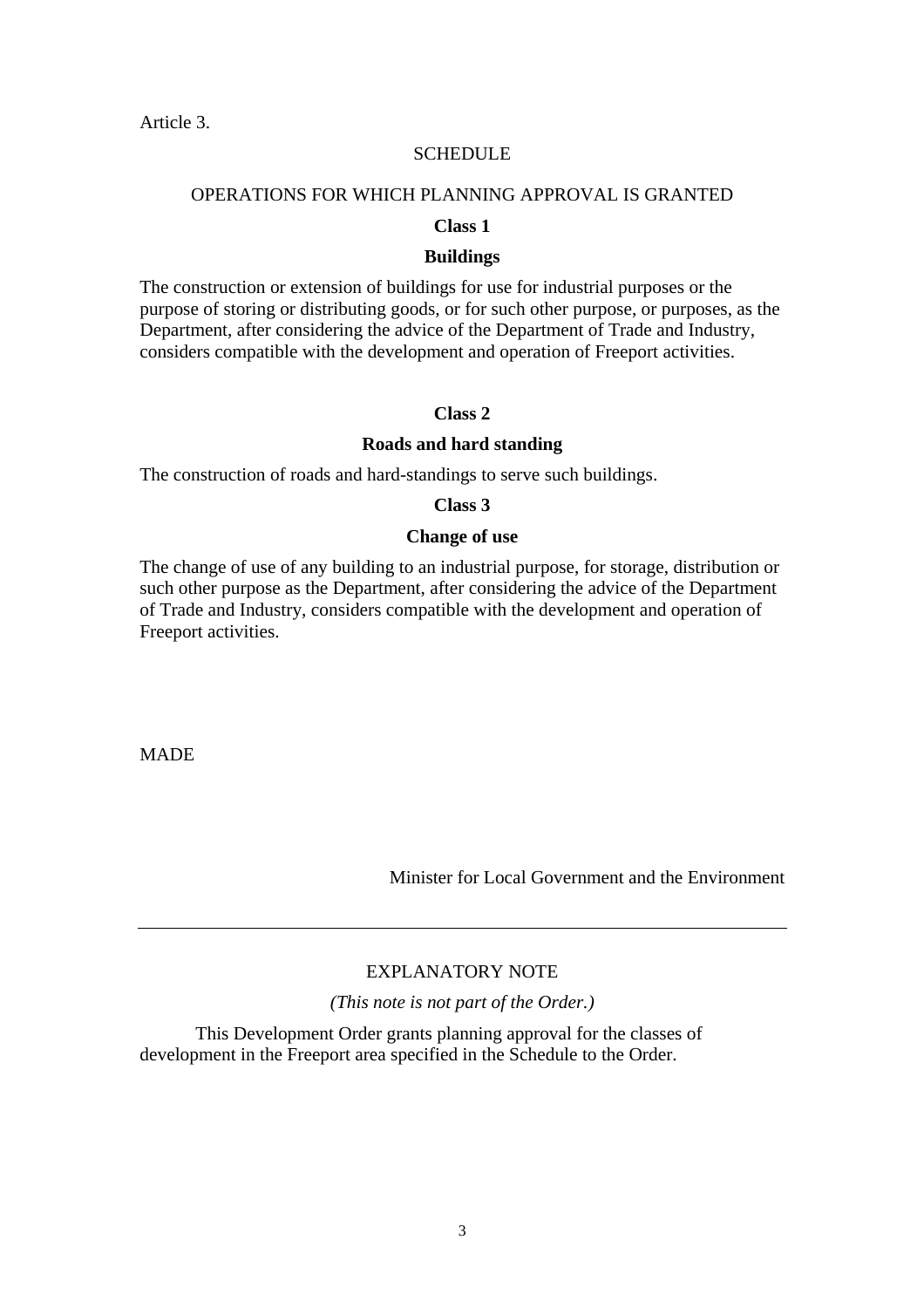Article 3.

SCHEDULE

OPERATIONS FOR WHICH PLANNING APPROVAL IS GRANTED

**Class 1**

**Buildings**

The construction or extension of buildings for use for industrial purposes or the purpose of storing or distributing goods, or for such other purpose, or purposes, as the Department, after considering the advice of the Department of Trade and Industry, considers compatible with the development and operation of Freeport activities.

**Class 2**

**Roads and hard standing**

The construction of roads and hard-standings to serve such buildings.

**Class 3**

**Change of use**

The change of use of any building to an industrial purpose, for storage, distribution or such other purpose as the Department, after considering the advice of the Department of Trade and Industry, considers compatible with the development and operation of Freeport activities.

MADE

Minister for Local Government and the Environment

---

EXPLANATORY NOTE

*(This note is not part of the Order.)*

This Development Order grants planning approval for the classes of development in the Freeport area specified in the Schedule to the Order.